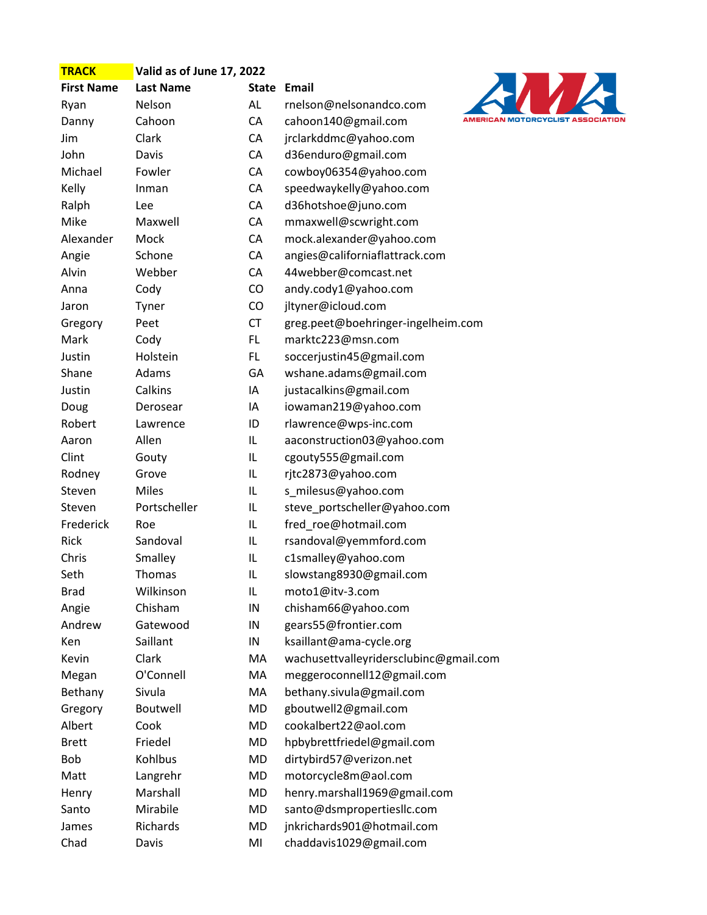**TRACK** **Valid as of June 17, 2022**

| First Name | Last Name | State | Email |
|---|---|---|---|
| Ryan | Nelson | AL | rnelson@nelsonandco.com |
| Danny | Cahoon | CA | cahoon140@gmail.com |
| Jim | Clark | CA | jrclarkddmc@yahoo.com |
| John | Davis | CA | d36enduro@gmail.com |
| Michael | Fowler | CA | cowboy06354@yahoo.com |
| Kelly | Inman | CA | speedwaykelly@yahoo.com |
| Ralph | Lee | CA | d36hotshoe@juno.com |
| Mike | Maxwell | CA | mmaxwell@scwright.com |
| Alexander | Mock | CA | mock.alexander@yahoo.com |
| Angie | Schone | CA | angies@californiaflattrack.com |
| Alvin | Webber | CA | 44webber@comcast.net |
| Anna | Cody | CO | andy.cody1@yahoo.com |
| Jaron | Tyner | CO | jltyner@icloud.com |
| Gregory | Peet | CT | greg.peet@boehringer-ingelheim.com |
| Mark | Cody | FL | marktc223@msn.com |
| Justin | Holstein | FL | soccerjustin45@gmail.com |
| Shane | Adams | GA | wshane.adams@gmail.com |
| Justin | Calkins | IA | justacalkins@gmail.com |
| Doug | Derosear | IA | iowaman219@yahoo.com |
| Robert | Lawrence | ID | rlawrence@wps-inc.com |
| Aaron | Allen | IL | aaconstruction03@yahoo.com |
| Clint | Gouty | IL | cgouty555@gmail.com |
| Rodney | Grove | IL | rjtc2873@yahoo.com |
| Steven | Miles | IL | s_milesus@yahoo.com |
| Steven | Portscheller | IL | steve_portscheller@yahoo.com |
| Frederick | Roe | IL | fred_roe@hotmail.com |
| Rick | Sandoval | IL | rsandoval@yemmford.com |
| Chris | Smalley | IL | c1smalley@yahoo.com |
| Seth | Thomas | IL | slowstang8930@gmail.com |
| Brad | Wilkinson | IL | moto1@itv-3.com |
| Angie | Chisham | IN | chisham66@yahoo.com |
| Andrew | Gatewood | IN | gears55@frontier.com |
| Ken | Saillant | IN | ksaillant@ama-cycle.org |
| Kevin | Clark | MA | wachusettvalleyridersclubinc@gmail.com |
| Megan | O'Connell | MA | meggeroconnell12@gmail.com |
| Bethany | Sivula | MA | bethany.sivula@gmail.com |
| Gregory | Boutwell | MD | gboutwell2@gmail.com |
| Albert | Cook | MD | cookalbert22@aol.com |
| Brett | Friedel | MD | hpbybrettfriedel@gmail.com |
| Bob | Kohlbus | MD | dirtybird57@verizon.net |
| Matt | Langrehr | MD | motorcycle8m@aol.com |
| Henry | Marshall | MD | henry.marshall1969@gmail.com |
| Santo | Mirabile | MD | santo@dsmpropertiesllc.com |
| James | Richards | MD | jnkrichards901@hotmail.com |
| Chad | Davis | MI | chaddavis1029@gmail.com |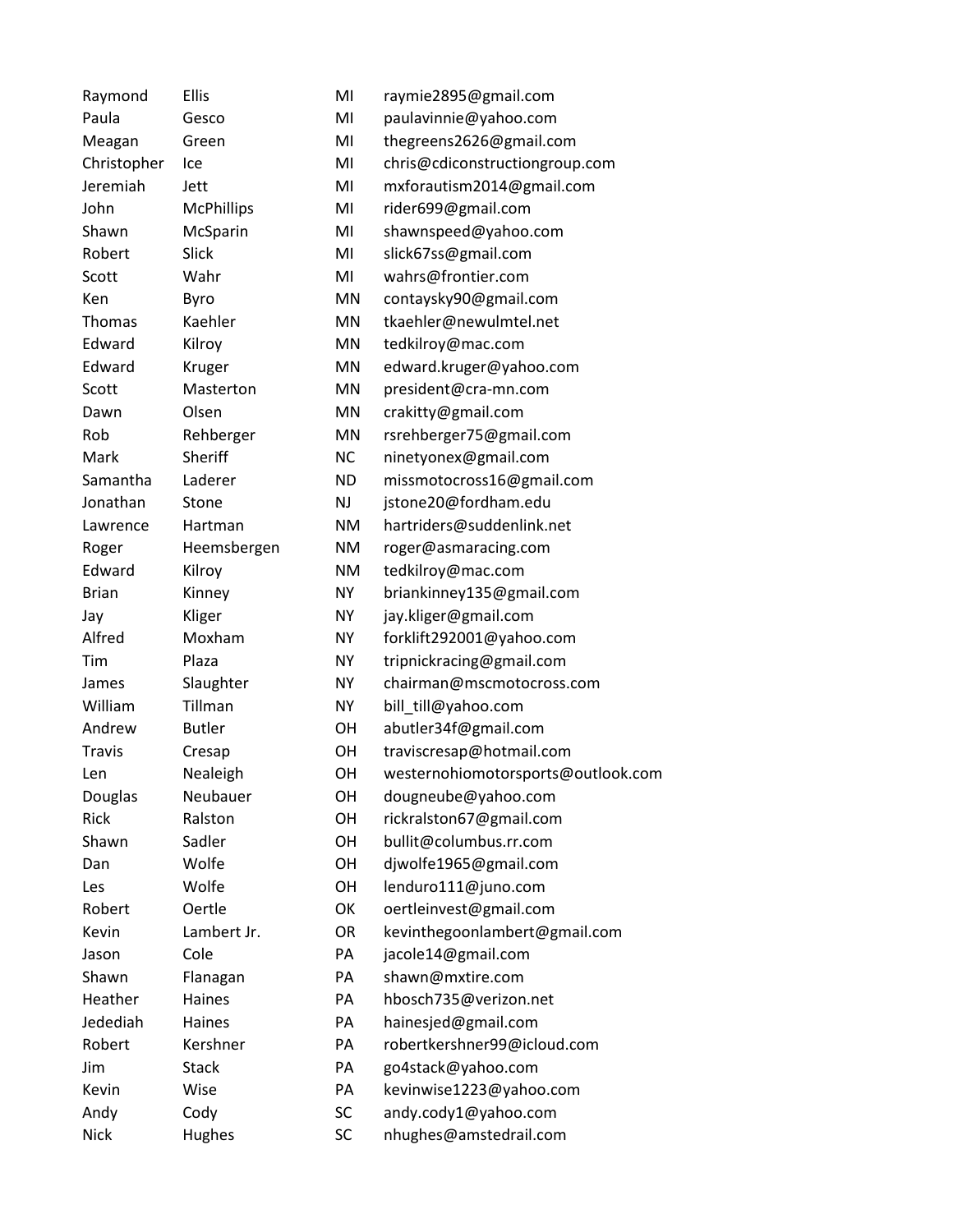| | | | |
|---|---|---|---|
| Raymond | Ellis | MI | raymie2895@gmail.com |
| Paula | Gesco | MI | paulavinnie@yahoo.com |
| Meagan | Green | MI | thegreens2626@gmail.com |
| Christopher | Ice | MI | chris@cdiconstructiongroup.com |
| Jeremiah | Jett | MI | mxforautism2014@gmail.com |
| John | McPhillips | MI | rider699@gmail.com |
| Shawn | McSparin | MI | shawnspeed@yahoo.com |
| Robert | Slick | MI | slick67ss@gmail.com |
| Scott | Wahr | MI | wahrs@frontier.com |
| Ken | Byro | MN | contaysky90@gmail.com |
| Thomas | Kaehler | MN | tkaehler@newulmtel.net |
| Edward | Kilroy | MN | tedkilroy@mac.com |
| Edward | Kruger | MN | edward.kruger@yahoo.com |
| Scott | Masterton | MN | president@cra-mn.com |
| Dawn | Olsen | MN | crakitty@gmail.com |
| Rob | Rehberger | MN | rsrehberger75@gmail.com |
| Mark | Sheriff | NC | ninetyonex@gmail.com |
| Samantha | Laderer | ND | missmotocross16@gmail.com |
| Jonathan | Stone | NJ | jstone20@fordham.edu |
| Lawrence | Hartman | NM | hartriders@suddenlink.net |
| Roger | Heemsbergen | NM | roger@asmaracing.com |
| Edward | Kilroy | NM | tedkilroy@mac.com |
| Brian | Kinney | NY | briankinney135@gmail.com |
| Jay | Kliger | NY | jay.kliger@gmail.com |
| Alfred | Moxham | NY | forklift292001@yahoo.com |
| Tim | Plaza | NY | tripnickracing@gmail.com |
| James | Slaughter | NY | chairman@mscmotocross.com |
| William | Tillman | NY | bill_till@yahoo.com |
| Andrew | Butler | OH | abutler34f@gmail.com |
| Travis | Cresap | OH | traviscresap@hotmail.com |
| Len | Nealeigh | OH | westernohiomotorsports@outlook.com |
| Douglas | Neubauer | OH | dougneube@yahoo.com |
| Rick | Ralston | OH | rickralston67@gmail.com |
| Shawn | Sadler | OH | bullit@columbus.rr.com |
| Dan | Wolfe | OH | djwolfe1965@gmail.com |
| Les | Wolfe | OH | lenduro111@juno.com |
| Robert | Oertle | OK | oertleinvest@gmail.com |
| Kevin | Lambert Jr. | OR | kevinthegoonlambert@gmail.com |
| Jason | Cole | PA | jacole14@gmail.com |
| Shawn | Flanagan | PA | shawn@mxtire.com |
| Heather | Haines | PA | hbosch735@verizon.net |
| Jedediah | Haines | PA | hainesjed@gmail.com |
| Robert | Kershner | PA | robertkershner99@icloud.com |
| Jim | Stack | PA | go4stack@yahoo.com |
| Kevin | Wise | PA | kevinwise1223@yahoo.com |
| Andy | Cody | SC | andy.cody1@yahoo.com |
| Nick | Hughes | SC | nhughes@amstedrail.com |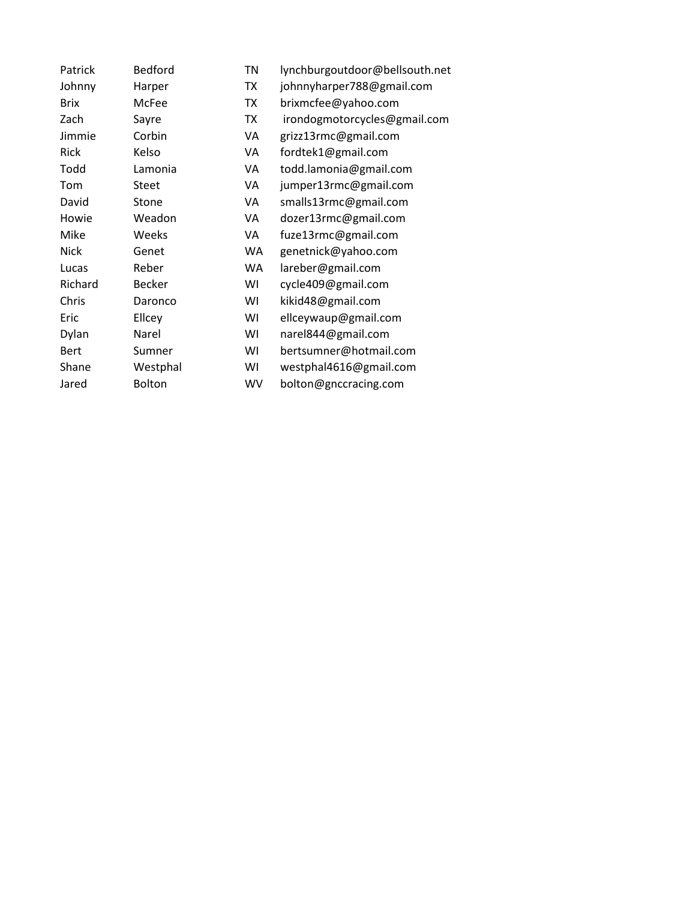| | | | |
|---|---|---|---|
| Patrick | Bedford | TN | lynchburgoutdoor@bellsouth.net |
| Johnny | Harper | TX | johnnyharper788@gmail.com |
| Brix | McFee | TX | brixmcfee@yahoo.com |
| Zach | Sayre | TX | irondogmotorcycles@gmail.com |
| Jimmie | Corbin | VA | grizz13rmc@gmail.com |
| Rick | Kelso | VA | fordtek1@gmail.com |
| Todd | Lamonia | VA | todd.lamonia@gmail.com |
| Tom | Steet | VA | jumper13rmc@gmail.com |
| David | Stone | VA | smalls13rmc@gmail.com |
| Howie | Weadon | VA | dozer13rmc@gmail.com |
| Mike | Weeks | VA | fuze13rmc@gmail.com |
| Nick | Genet | WA | genetnick@yahoo.com |
| Lucas | Reber | WA | lareber@gmail.com |
| Richard | Becker | WI | cycle409@gmail.com |
| Chris | Daronco | WI | kikid48@gmail.com |
| Eric | Ellcey | WI | ellceywaup@gmail.com |
| Dylan | Narel | WI | narel844@gmail.com |
| Bert | Sumner | WI | bertsumner@hotmail.com |
| Shane | Westphal | WI | westphal4616@gmail.com |
| Jared | Bolton | WV | bolton@gnccracing.com |